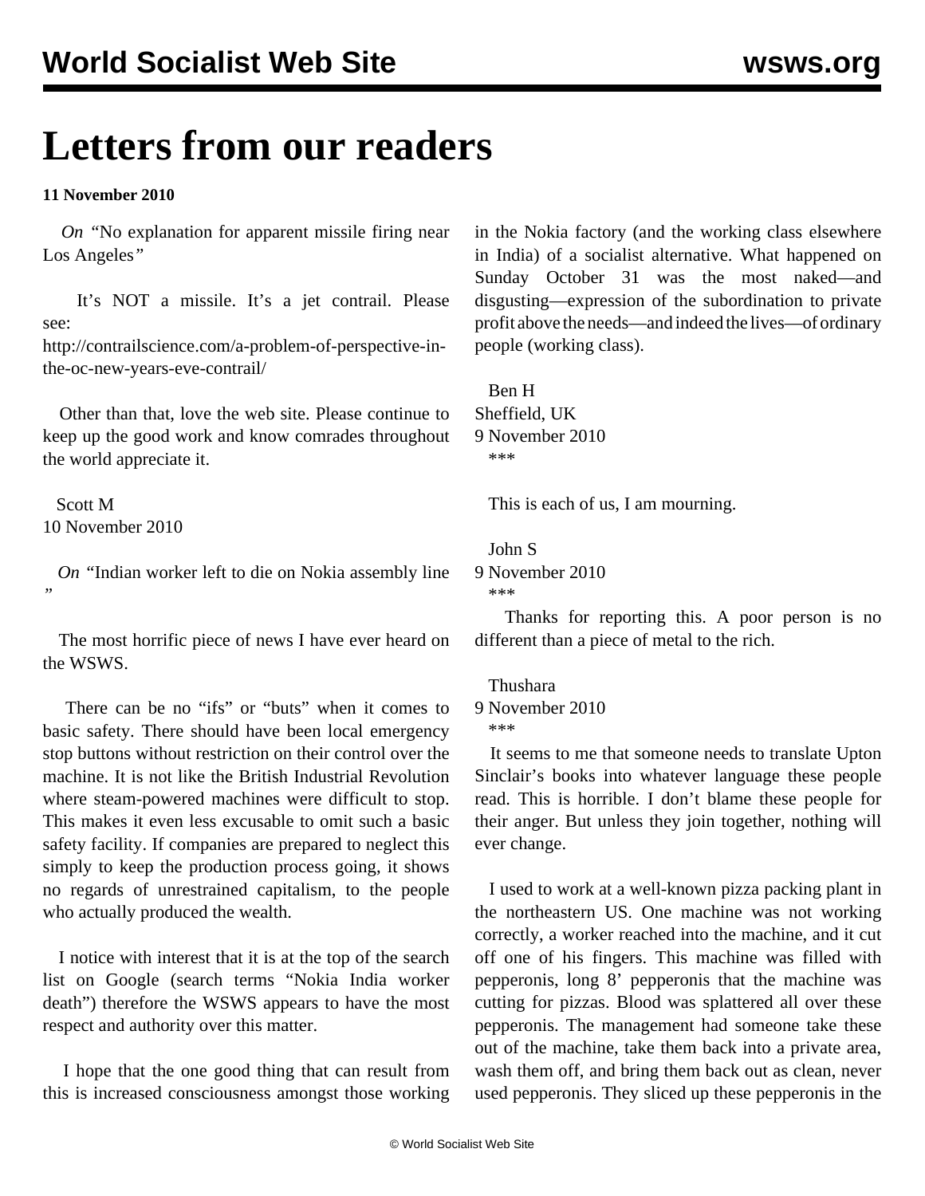# Letters from our readers

**11 November 2010**

*On* "No explanation for apparent missile firing near Los Angeles"

It's NOT a missile. It's a jet contrail. Please see: http://contrailscience.com/a-problem-of-perspective-in-the-oc-new-years-eve-contrail/

Other than that, love the web site. Please continue to keep up the good work and know comrades throughout the world appreciate it.

Scott M
10 November 2010

*On* "Indian worker left to die on Nokia assembly line"

The most horrific piece of news I have ever heard on the WSWS.

There can be no "ifs" or "buts" when it comes to basic safety. There should have been local emergency stop buttons without restriction on their control over the machine. It is not like the British Industrial Revolution where steam-powered machines were difficult to stop. This makes it even less excusable to omit such a basic safety facility. If companies are prepared to neglect this simply to keep the production process going, it shows no regards of unrestrained capitalism, to the people who actually produced the wealth.

I notice with interest that it is at the top of the search list on Google (search terms "Nokia India worker death") therefore the WSWS appears to have the most respect and authority over this matter.

I hope that the one good thing that can result from this is increased consciousness amongst those working in the Nokia factory (and the working class elsewhere in India) of a socialist alternative. What happened on Sunday October 31 was the most naked—and disgusting—expression of the subordination to private profit above the needs—and indeed the lives—of ordinary people (working class).

Ben H
Sheffield, UK
9 November 2010

***

This is each of us, I am mourning.

John S
9 November 2010

***

Thanks for reporting this. A poor person is no different than a piece of metal to the rich.

Thushara
9 November 2010

***

It seems to me that someone needs to translate Upton Sinclair's books into whatever language these people read. This is horrible. I don't blame these people for their anger. But unless they join together, nothing will ever change.

I used to work at a well-known pizza packing plant in the northeastern US. One machine was not working correctly, a worker reached into the machine, and it cut off one of his fingers. This machine was filled with pepperonis, long 8' pepperonis that the machine was cutting for pizzas. Blood was splattered all over these pepperonis. The management had someone take these out of the machine, take them back into a private area, wash them off, and bring them back out as clean, never used pepperonis. They sliced up these pepperonis in the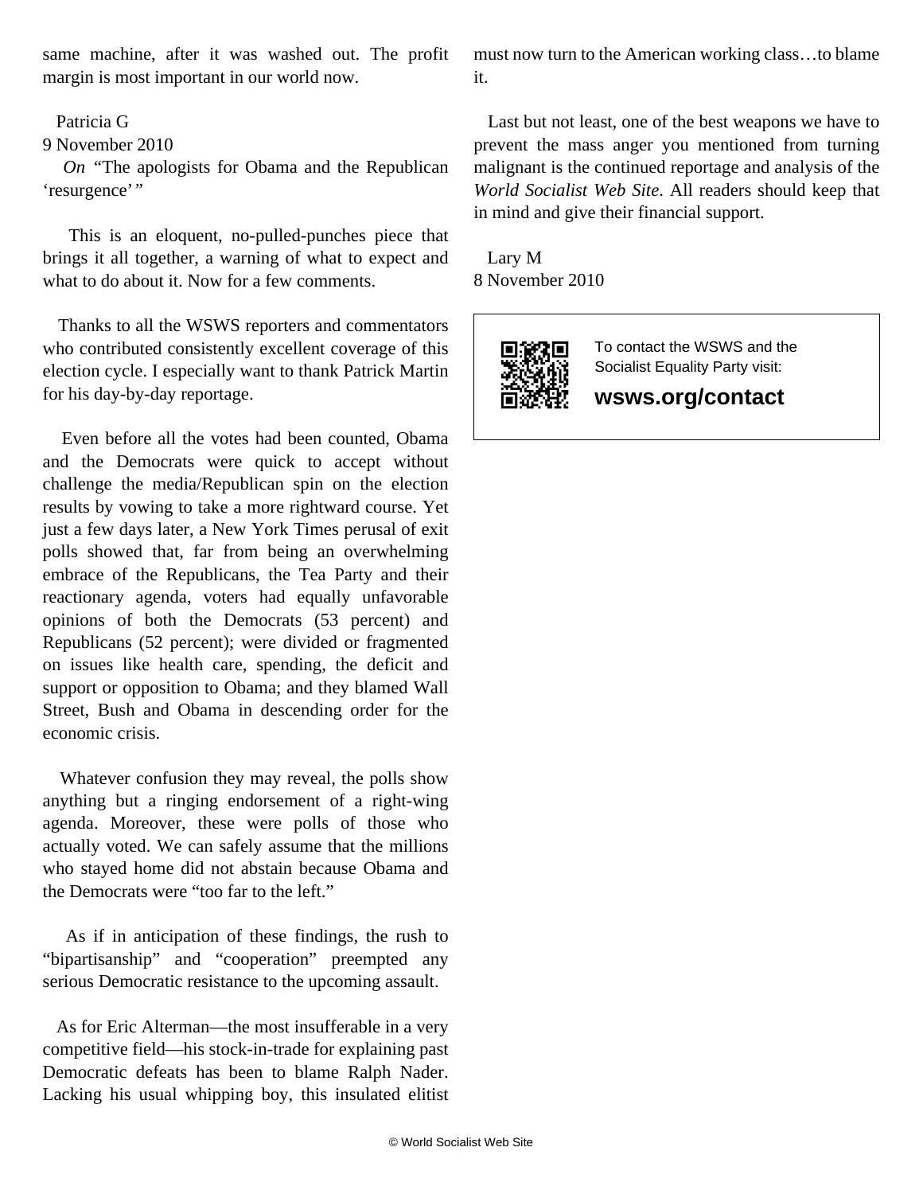same machine, after it was washed out. The profit margin is most important in our world now.

Patricia G
9 November 2010

*On* "The apologists for Obama and the Republican 'resurgence'"

This is an eloquent, no-pulled-punches piece that brings it all together, a warning of what to expect and what to do about it. Now for a few comments.

Thanks to all the WSWS reporters and commentators who contributed consistently excellent coverage of this election cycle. I especially want to thank Patrick Martin for his day-by-day reportage.

Even before all the votes had been counted, Obama and the Democrats were quick to accept without challenge the media/Republican spin on the election results by vowing to take a more rightward course. Yet just a few days later, a New York Times perusal of exit polls showed that, far from being an overwhelming embrace of the Republicans, the Tea Party and their reactionary agenda, voters had equally unfavorable opinions of both the Democrats (53 percent) and Republicans (52 percent); were divided or fragmented on issues like health care, spending, the deficit and support or opposition to Obama; and they blamed Wall Street, Bush and Obama in descending order for the economic crisis.

Whatever confusion they may reveal, the polls show anything but a ringing endorsement of a right-wing agenda. Moreover, these were polls of those who actually voted. We can safely assume that the millions who stayed home did not abstain because Obama and the Democrats were "too far to the left."

As if in anticipation of these findings, the rush to "bipartisanship" and "cooperation" preempted any serious Democratic resistance to the upcoming assault.

As for Eric Alterman—the most insufferable in a very competitive field—his stock-in-trade for explaining past Democratic defeats has been to blame Ralph Nader. Lacking his usual whipping boy, this insulated elitist must now turn to the American working class…to blame it.

Last but not least, one of the best weapons we have to prevent the mass anger you mentioned from turning malignant is the continued reportage and analysis of the *World Socialist Web Site*. All readers should keep that in mind and give their financial support.

Lary M
8 November 2010

To contact the WSWS and the Socialist Equality Party visit:

**wsws.org/contact**